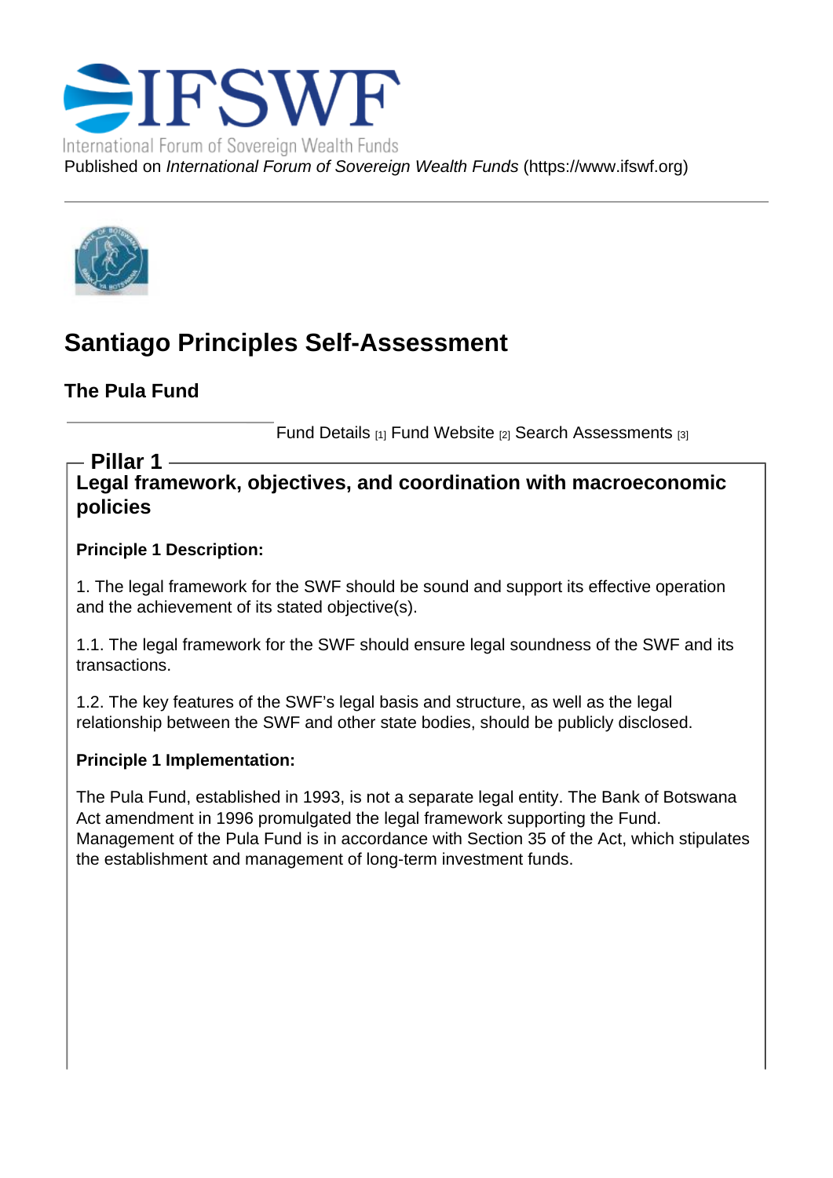# IFSWF

International Forum of Sovereign Wealth Funds

Published on *International Forum of Sovereign Wealth Funds* (https://www.ifswf.org)

## Santiago Principles Self-Assessment

### The Pula Fund

Fund Details [1] Fund Website [2] Search Assessments [3]

### Pillar 1

### Legal framework, objectives, and coordination with macroeconomic policies

**Principle 1 Description:**

1. The legal framework for the SWF should be sound and support its effective operation and the achievement of its stated objective(s).

1.1. The legal framework for the SWF should ensure legal soundness of the SWF and its transactions.

1.2. The key features of the SWF's legal basis and structure, as well as the legal relationship between the SWF and other state bodies, should be publicly disclosed.

**Principle 1 Implementation:**

The Pula Fund, established in 1993, is not a separate legal entity. The Bank of Botswana Act amendment in 1996 promulgated the legal framework supporting the Fund. Management of the Pula Fund is in accordance with Section 35 of the Act, which stipulates the establishment and management of long-term investment funds.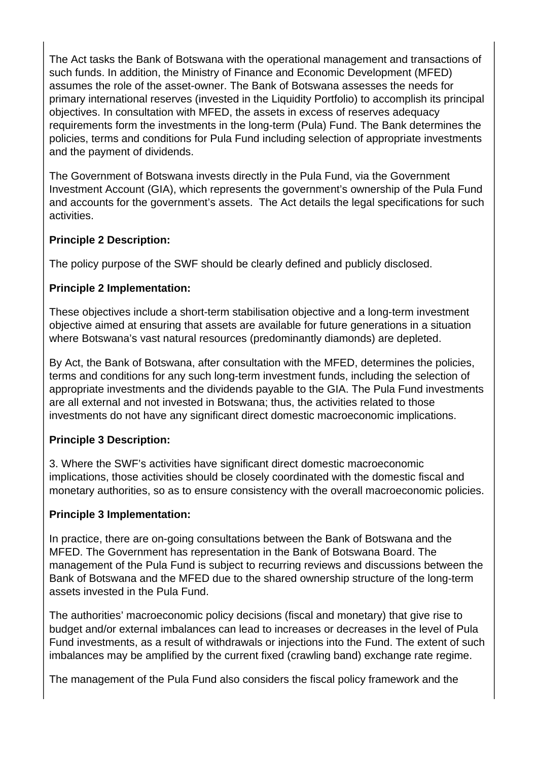The Act tasks the Bank of Botswana with the operational management and transactions of such funds. In addition, the Ministry of Finance and Economic Development (MFED) assumes the role of the asset-owner. The Bank of Botswana assesses the needs for primary international reserves (invested in the Liquidity Portfolio) to accomplish its principal objectives. In consultation with MFED, the assets in excess of reserves adequacy requirements form the investments in the long-term (Pula) Fund. The Bank determines the policies, terms and conditions for Pula Fund including selection of appropriate investments and the payment of dividends.

The Government of Botswana invests directly in the Pula Fund, via the Government Investment Account (GIA), which represents the government's ownership of the Pula Fund and accounts for the government's assets. The Act details the legal specifications for such activities.

**Principle 2 Description:**

The policy purpose of the SWF should be clearly defined and publicly disclosed.

**Principle 2 Implementation:**

These objectives include a short-term stabilisation objective and a long-term investment objective aimed at ensuring that assets are available for future generations in a situation where Botswana's vast natural resources (predominantly diamonds) are depleted.

By Act, the Bank of Botswana, after consultation with the MFED, determines the policies, terms and conditions for any such long-term investment funds, including the selection of appropriate investments and the dividends payable to the GIA. The Pula Fund investments are all external and not invested in Botswana; thus, the activities related to those investments do not have any significant direct domestic macroeconomic implications.

**Principle 3 Description:**

3. Where the SWF's activities have significant direct domestic macroeconomic implications, those activities should be closely coordinated with the domestic fiscal and monetary authorities, so as to ensure consistency with the overall macroeconomic policies.

**Principle 3 Implementation:**

In practice, there are on-going consultations between the Bank of Botswana and the MFED. The Government has representation in the Bank of Botswana Board. The management of the Pula Fund is subject to recurring reviews and discussions between the Bank of Botswana and the MFED due to the shared ownership structure of the long-term assets invested in the Pula Fund.

The authorities' macroeconomic policy decisions (fiscal and monetary) that give rise to budget and/or external imbalances can lead to increases or decreases in the level of Pula Fund investments, as a result of withdrawals or injections into the Fund. The extent of such imbalances may be amplified by the current fixed (crawling band) exchange rate regime.

The management of the Pula Fund also considers the fiscal policy framework and the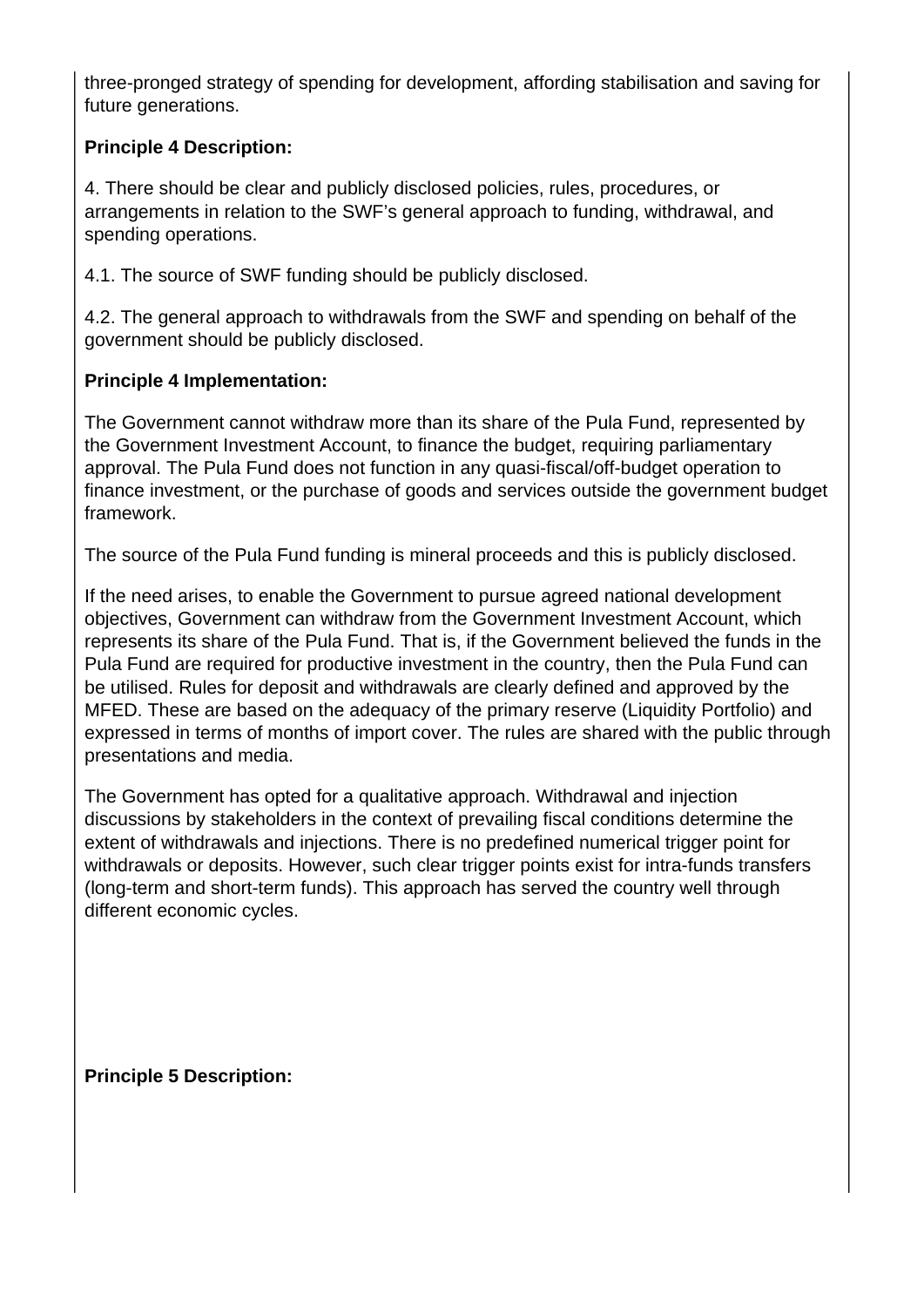three-pronged strategy of spending for development, affording stabilisation and saving for future generations.

**Principle 4 Description:**

4. There should be clear and publicly disclosed policies, rules, procedures, or arrangements in relation to the SWF's general approach to funding, withdrawal, and spending operations.

4.1. The source of SWF funding should be publicly disclosed.

4.2. The general approach to withdrawals from the SWF and spending on behalf of the government should be publicly disclosed.

**Principle 4 Implementation:**

The Government cannot withdraw more than its share of the Pula Fund, represented by the Government Investment Account, to finance the budget, requiring parliamentary approval. The Pula Fund does not function in any quasi-fiscal/off-budget operation to finance investment, or the purchase of goods and services outside the government budget framework.

The source of the Pula Fund funding is mineral proceeds and this is publicly disclosed.

If the need arises, to enable the Government to pursue agreed national development objectives, Government can withdraw from the Government Investment Account, which represents its share of the Pula Fund. That is, if the Government believed the funds in the Pula Fund are required for productive investment in the country, then the Pula Fund can be utilised. Rules for deposit and withdrawals are clearly defined and approved by the MFED. These are based on the adequacy of the primary reserve (Liquidity Portfolio) and expressed in terms of months of import cover. The rules are shared with the public through presentations and media.

The Government has opted for a qualitative approach. Withdrawal and injection discussions by stakeholders in the context of prevailing fiscal conditions determine the extent of withdrawals and injections. There is no predefined numerical trigger point for withdrawals or deposits. However, such clear trigger points exist for intra-funds transfers (long-term and short-term funds). This approach has served the country well through different economic cycles.

**Principle 5 Description:**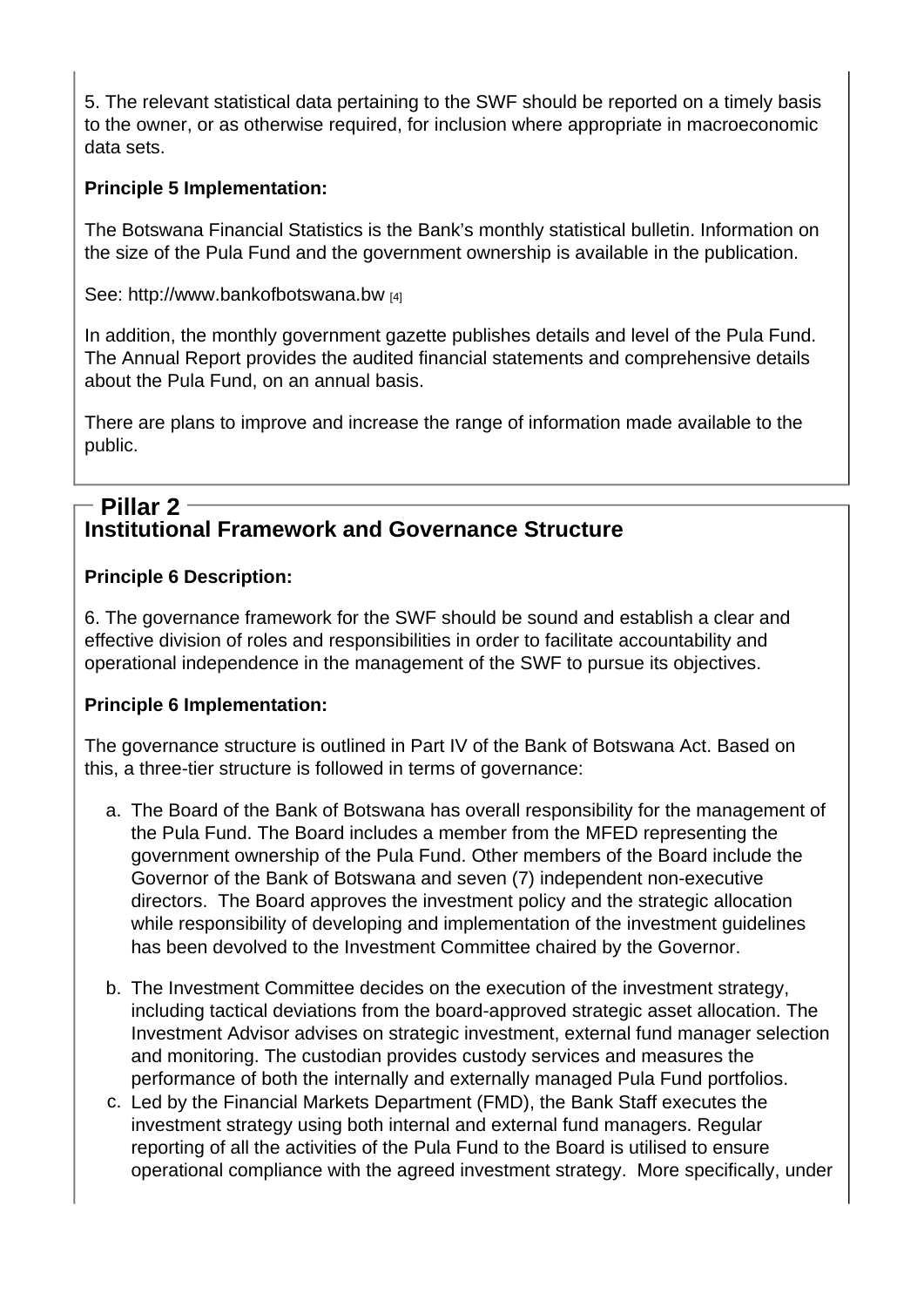5. The relevant statistical data pertaining to the SWF should be reported on a timely basis to the owner, or as otherwise required, for inclusion where appropriate in macroeconomic data sets.

**Principle 5 Implementation:**

The Botswana Financial Statistics is the Bank's monthly statistical bulletin. Information on the size of the Pula Fund and the government ownership is available in the publication.

See: http://www.bankofbotswana.bw [4]

In addition, the monthly government gazette publishes details and level of the Pula Fund. The Annual Report provides the audited financial statements and comprehensive details about the Pula Fund, on an annual basis.

There are plans to improve and increase the range of information made available to the public.

## Pillar 2

### Institutional Framework and Governance Structure

**Principle 6 Description:**

6. The governance framework for the SWF should be sound and establish a clear and effective division of roles and responsibilities in order to facilitate accountability and operational independence in the management of the SWF to pursue its objectives.

**Principle 6 Implementation:**

The governance structure is outlined in Part IV of the Bank of Botswana Act. Based on this, a three-tier structure is followed in terms of governance:

a. The Board of the Bank of Botswana has overall responsibility for the management of the Pula Fund. The Board includes a member from the MFED representing the government ownership of the Pula Fund. Other members of the Board include the Governor of the Bank of Botswana and seven (7) independent non-executive directors. The Board approves the investment policy and the strategic allocation while responsibility of developing and implementation of the investment guidelines has been devolved to the Investment Committee chaired by the Governor.

b. The Investment Committee decides on the execution of the investment strategy, including tactical deviations from the board-approved strategic asset allocation. The Investment Advisor advises on strategic investment, external fund manager selection and monitoring. The custodian provides custody services and measures the performance of both the internally and externally managed Pula Fund portfolios.

c. Led by the Financial Markets Department (FMD), the Bank Staff executes the investment strategy using both internal and external fund managers. Regular reporting of all the activities of the Pula Fund to the Board is utilised to ensure operational compliance with the agreed investment strategy. More specifically, under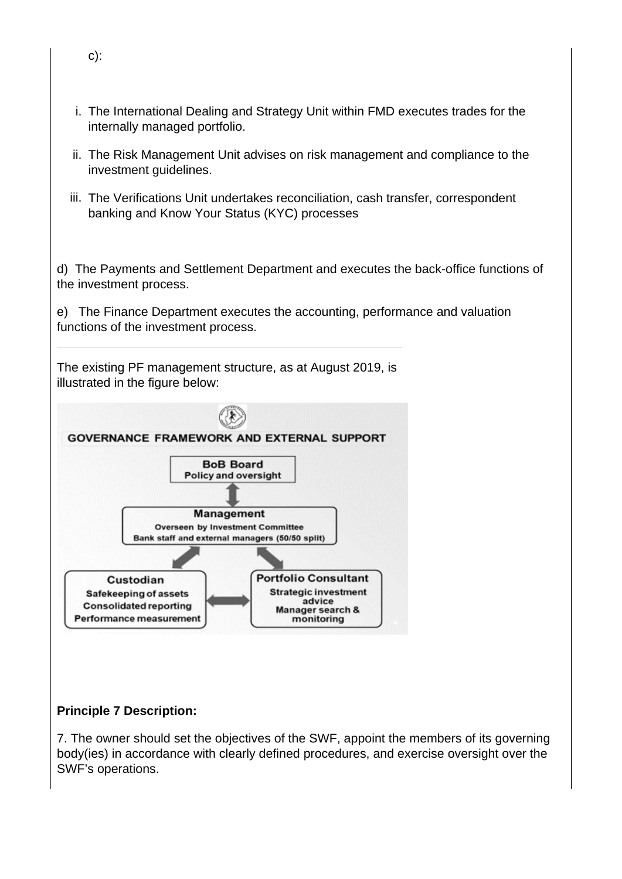c):

i. The International Dealing and Strategy Unit within FMD executes trades for the internally managed portfolio.

ii. The Risk Management Unit advises on risk management and compliance to the investment guidelines.

iii. The Verifications Unit undertakes reconciliation, cash transfer, correspondent banking and Know Your Status (KYC) processes

d) The Payments and Settlement Department and executes the back-office functions of the investment process.

e) The Finance Department executes the accounting, performance and valuation functions of the investment process.

---

The existing PF management structure, as at August 2019, is illustrated in the figure below:

**GOVERNANCE FRAMEWORK AND EXTERNAL SUPPORT**

**BoB Board**
Policy and oversight

**Management**
Overseen by Investment Committee
Bank staff and external managers (50/50 split)

**Custodian**
Safekeeping of assets
Consolidated reporting
Performance measurement

**Portfolio Consultant**
Strategic investment advice
Manager search & monitoring

**Principle 7 Description:**

7. The owner should set the objectives of the SWF, appoint the members of its governing body(ies) in accordance with clearly defined procedures, and exercise oversight over the SWF's operations.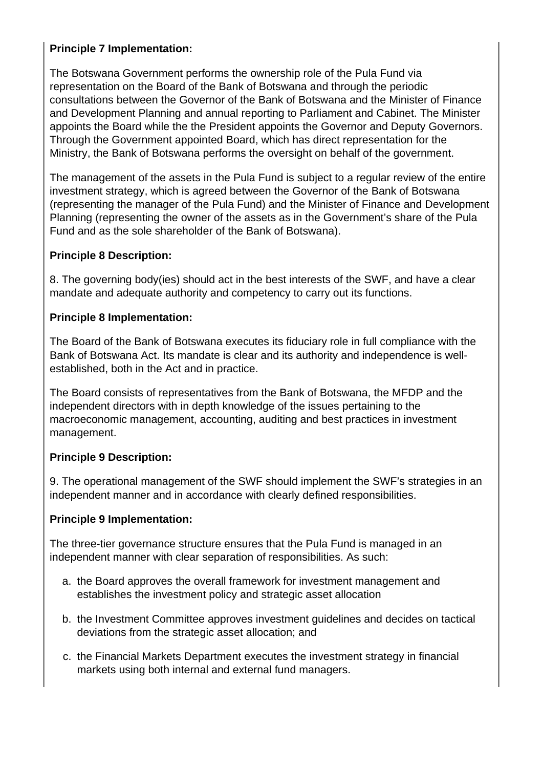**Principle 7 Implementation:**

The Botswana Government performs the ownership role of the Pula Fund via representation on the Board of the Bank of Botswana and through the periodic consultations between the Governor of the Bank of Botswana and the Minister of Finance and Development Planning and annual reporting to Parliament and Cabinet. The Minister appoints the Board while the the President appoints the Governor and Deputy Governors. Through the Government appointed Board, which has direct representation for the Ministry, the Bank of Botswana performs the oversight on behalf of the government.

The management of the assets in the Pula Fund is subject to a regular review of the entire investment strategy, which is agreed between the Governor of the Bank of Botswana (representing the manager of the Pula Fund) and the Minister of Finance and Development Planning (representing the owner of the assets as in the Government's share of the Pula Fund and as the sole shareholder of the Bank of Botswana).

**Principle 8 Description:**

8. The governing body(ies) should act in the best interests of the SWF, and have a clear mandate and adequate authority and competency to carry out its functions.

**Principle 8 Implementation:**

The Board of the Bank of Botswana executes its fiduciary role in full compliance with the Bank of Botswana Act. Its mandate is clear and its authority and independence is well-established, both in the Act and in practice.

The Board consists of representatives from the Bank of Botswana, the MFDP and the independent directors with in depth knowledge of the issues pertaining to the macroeconomic management, accounting, auditing and best practices in investment management.

**Principle 9 Description:**

9. The operational management of the SWF should implement the SWF's strategies in an independent manner and in accordance with clearly defined responsibilities.

**Principle 9 Implementation:**

The three-tier governance structure ensures that the Pula Fund is managed in an independent manner with clear separation of responsibilities. As such:

a. the Board approves the overall framework for investment management and establishes the investment policy and strategic asset allocation

b. the Investment Committee approves investment guidelines and decides on tactical deviations from the strategic asset allocation; and

c. the Financial Markets Department executes the investment strategy in financial markets using both internal and external fund managers.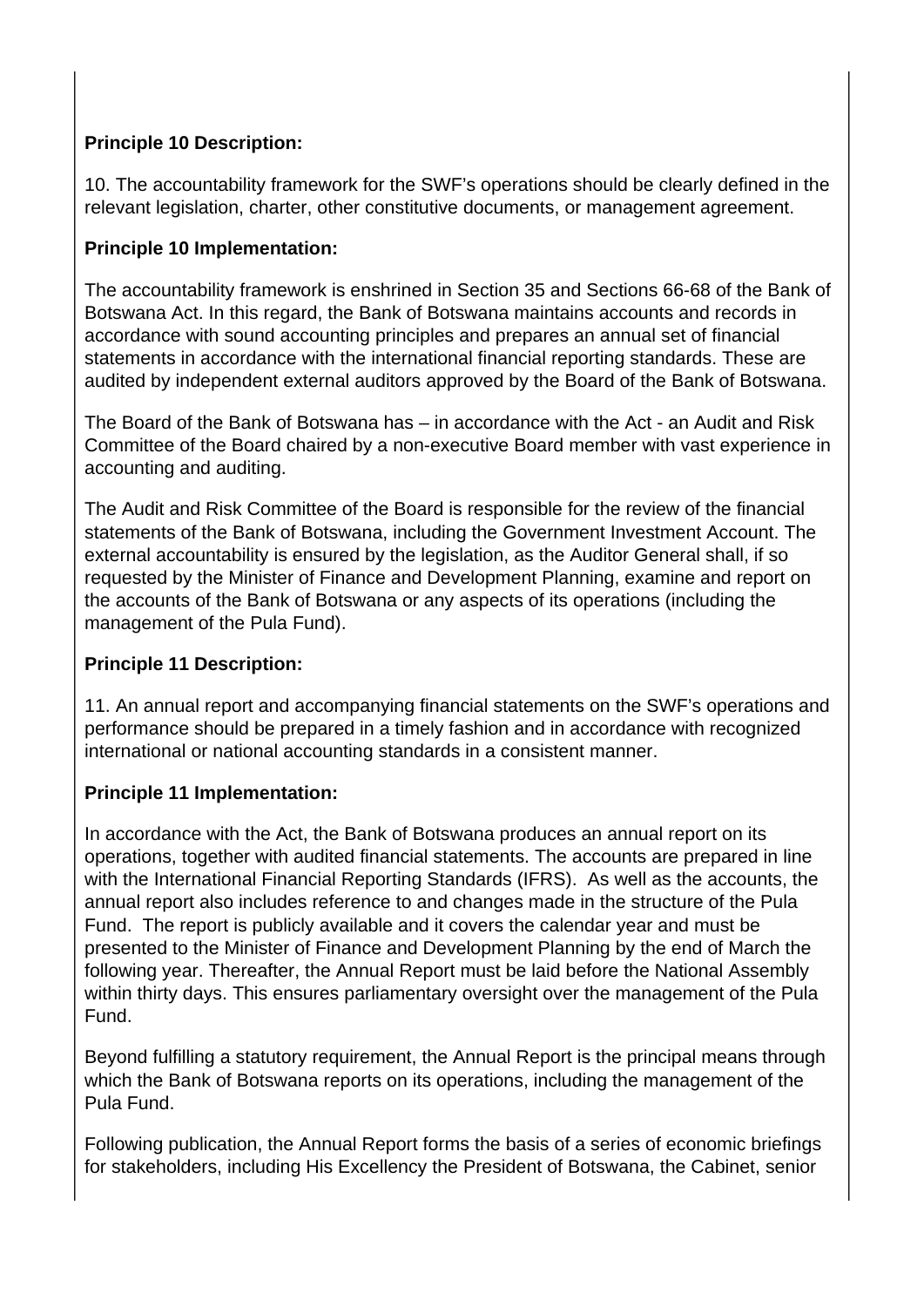**Principle 10 Description:**

10. The accountability framework for the SWF's operations should be clearly defined in the relevant legislation, charter, other constitutive documents, or management agreement.

**Principle 10 Implementation:**

The accountability framework is enshrined in Section 35 and Sections 66-68 of the Bank of Botswana Act. In this regard, the Bank of Botswana maintains accounts and records in accordance with sound accounting principles and prepares an annual set of financial statements in accordance with the international financial reporting standards. These are audited by independent external auditors approved by the Board of the Bank of Botswana.

The Board of the Bank of Botswana has – in accordance with the Act - an Audit and Risk Committee of the Board chaired by a non-executive Board member with vast experience in accounting and auditing.

The Audit and Risk Committee of the Board is responsible for the review of the financial statements of the Bank of Botswana, including the Government Investment Account. The external accountability is ensured by the legislation, as the Auditor General shall, if so requested by the Minister of Finance and Development Planning, examine and report on the accounts of the Bank of Botswana or any aspects of its operations (including the management of the Pula Fund).

**Principle 11 Description:**

11. An annual report and accompanying financial statements on the SWF's operations and performance should be prepared in a timely fashion and in accordance with recognized international or national accounting standards in a consistent manner.

**Principle 11 Implementation:**

In accordance with the Act, the Bank of Botswana produces an annual report on its operations, together with audited financial statements. The accounts are prepared in line with the International Financial Reporting Standards (IFRS). As well as the accounts, the annual report also includes reference to and changes made in the structure of the Pula Fund. The report is publicly available and it covers the calendar year and must be presented to the Minister of Finance and Development Planning by the end of March the following year. Thereafter, the Annual Report must be laid before the National Assembly within thirty days. This ensures parliamentary oversight over the management of the Pula Fund.

Beyond fulfilling a statutory requirement, the Annual Report is the principal means through which the Bank of Botswana reports on its operations, including the management of the Pula Fund.

Following publication, the Annual Report forms the basis of a series of economic briefings for stakeholders, including His Excellency the President of Botswana, the Cabinet, senior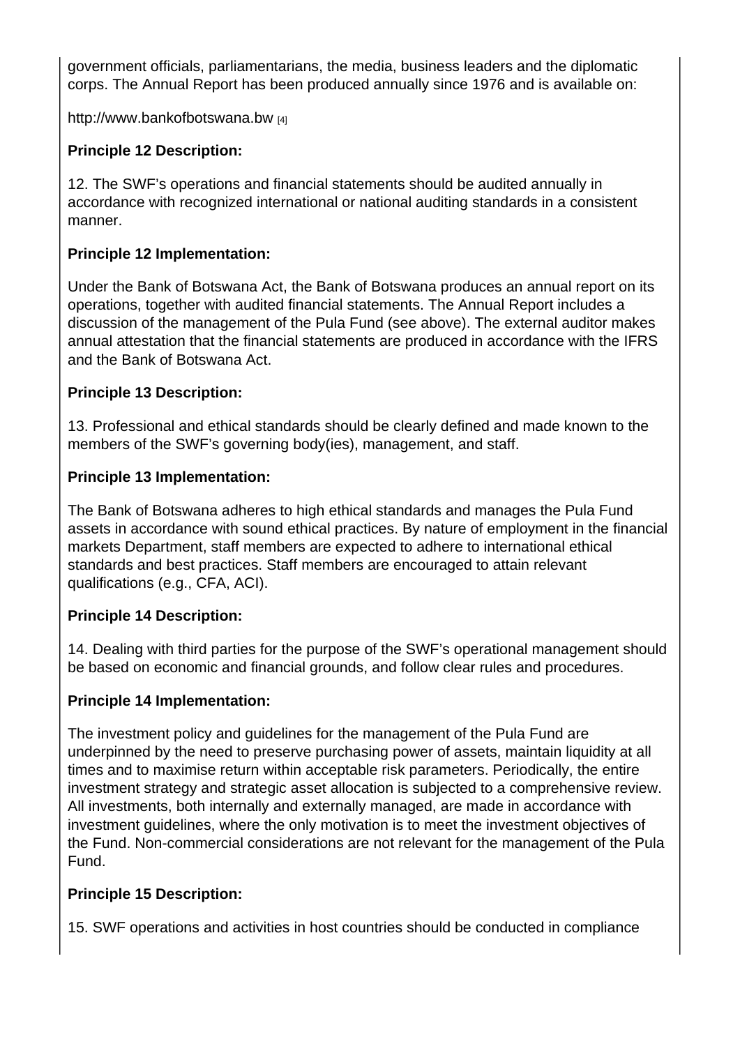government officials, parliamentarians, the media, business leaders and the diplomatic corps. The Annual Report has been produced annually since 1976 and is available on:

http://www.bankofbotswana.bw [4]

**Principle 12 Description:**

12. The SWF's operations and financial statements should be audited annually in accordance with recognized international or national auditing standards in a consistent manner.

**Principle 12 Implementation:**

Under the Bank of Botswana Act, the Bank of Botswana produces an annual report on its operations, together with audited financial statements. The Annual Report includes a discussion of the management of the Pula Fund (see above). The external auditor makes annual attestation that the financial statements are produced in accordance with the IFRS and the Bank of Botswana Act.

**Principle 13 Description:**

13. Professional and ethical standards should be clearly defined and made known to the members of the SWF's governing body(ies), management, and staff.

**Principle 13 Implementation:**

The Bank of Botswana adheres to high ethical standards and manages the Pula Fund assets in accordance with sound ethical practices. By nature of employment in the financial markets Department, staff members are expected to adhere to international ethical standards and best practices. Staff members are encouraged to attain relevant qualifications (e.g., CFA, ACI).

**Principle 14 Description:**

14. Dealing with third parties for the purpose of the SWF's operational management should be based on economic and financial grounds, and follow clear rules and procedures.

**Principle 14 Implementation:**

The investment policy and guidelines for the management of the Pula Fund are underpinned by the need to preserve purchasing power of assets, maintain liquidity at all times and to maximise return within acceptable risk parameters. Periodically, the entire investment strategy and strategic asset allocation is subjected to a comprehensive review. All investments, both internally and externally managed, are made in accordance with investment guidelines, where the only motivation is to meet the investment objectives of the Fund. Non-commercial considerations are not relevant for the management of the Pula Fund.

**Principle 15 Description:**

15. SWF operations and activities in host countries should be conducted in compliance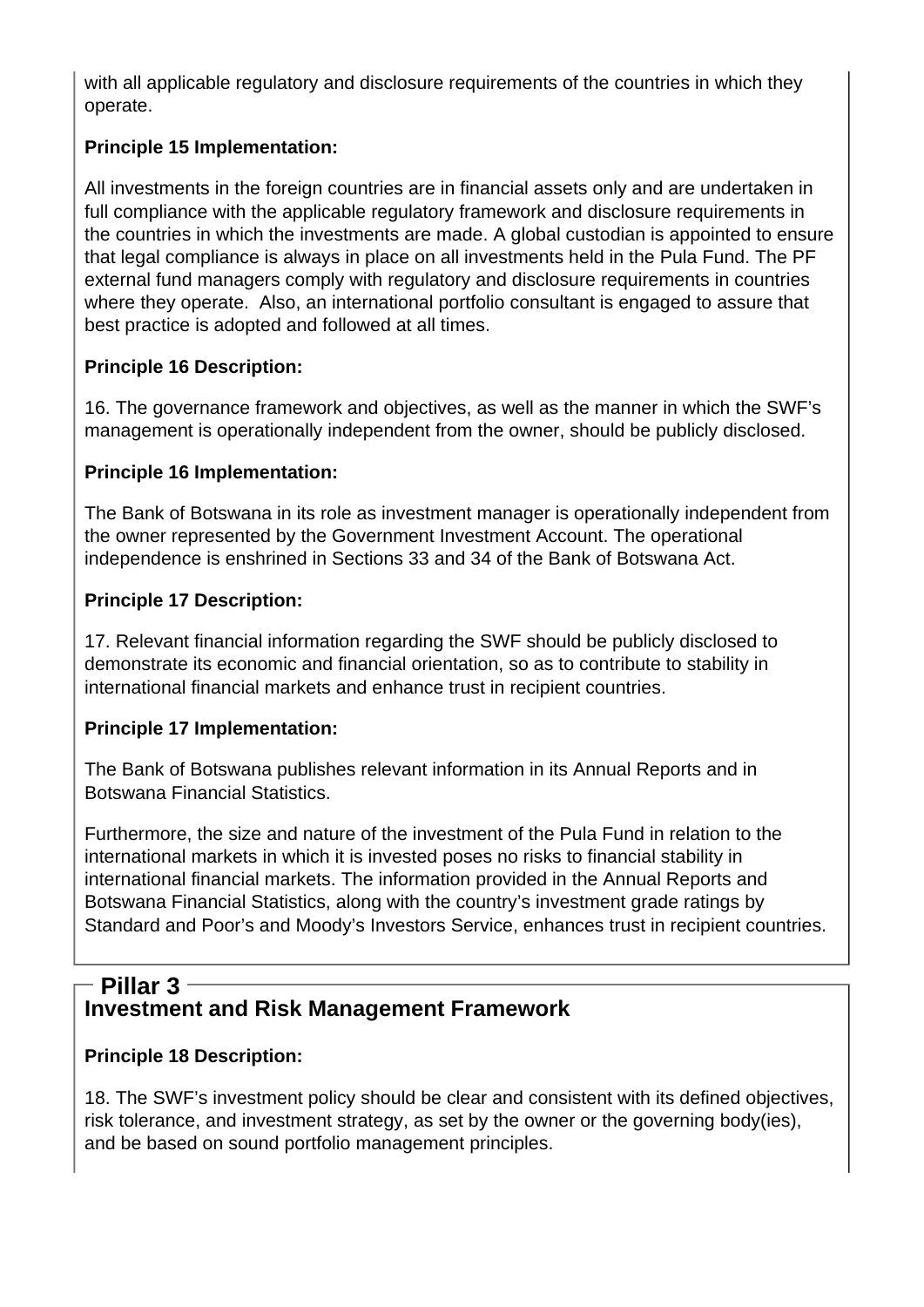with all applicable regulatory and disclosure requirements of the countries in which they operate.

**Principle 15 Implementation:**

All investments in the foreign countries are in financial assets only and are undertaken in full compliance with the applicable regulatory framework and disclosure requirements in the countries in which the investments are made. A global custodian is appointed to ensure that legal compliance is always in place on all investments held in the Pula Fund. The PF external fund managers comply with regulatory and disclosure requirements in countries where they operate. Also, an international portfolio consultant is engaged to assure that best practice is adopted and followed at all times.

**Principle 16 Description:**

16. The governance framework and objectives, as well as the manner in which the SWF's management is operationally independent from the owner, should be publicly disclosed.

**Principle 16 Implementation:**

The Bank of Botswana in its role as investment manager is operationally independent from the owner represented by the Government Investment Account. The operational independence is enshrined in Sections 33 and 34 of the Bank of Botswana Act.

**Principle 17 Description:**

17. Relevant financial information regarding the SWF should be publicly disclosed to demonstrate its economic and financial orientation, so as to contribute to stability in international financial markets and enhance trust in recipient countries.

**Principle 17 Implementation:**

The Bank of Botswana publishes relevant information in its Annual Reports and in Botswana Financial Statistics.

Furthermore, the size and nature of the investment of the Pula Fund in relation to the international markets in which it is invested poses no risks to financial stability in international financial markets. The information provided in the Annual Reports and Botswana Financial Statistics, along with the country's investment grade ratings by Standard and Poor's and Moody's Investors Service, enhances trust in recipient countries.

## Pillar 3

## Investment and Risk Management Framework

**Principle 18 Description:**

18. The SWF's investment policy should be clear and consistent with its defined objectives, risk tolerance, and investment strategy, as set by the owner or the governing body(ies), and be based on sound portfolio management principles.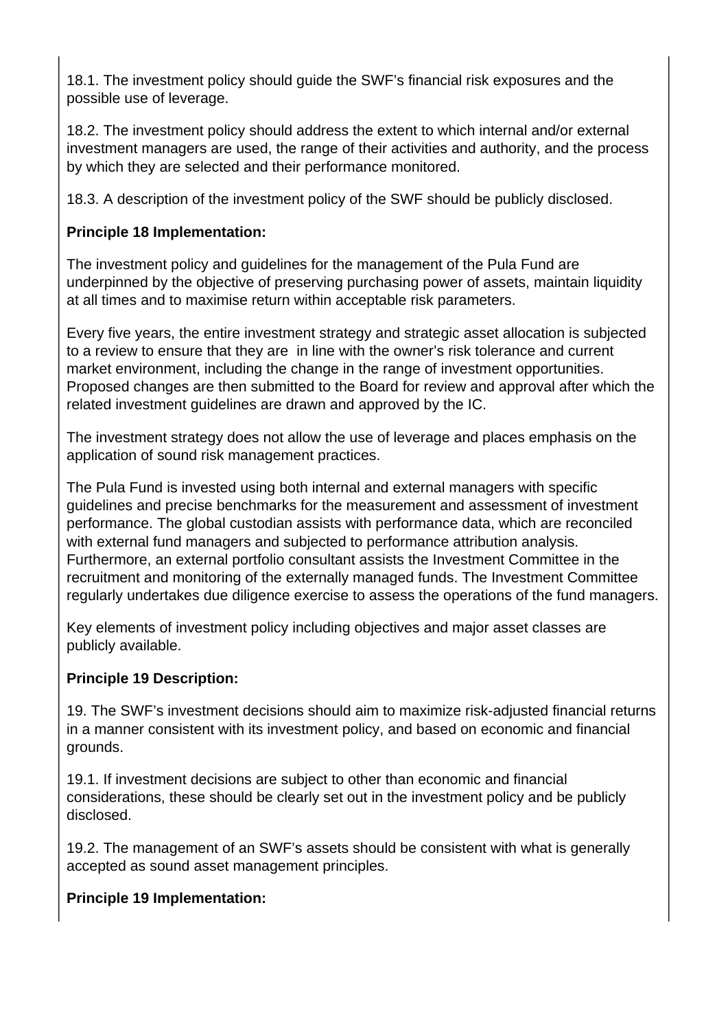18.1. The investment policy should guide the SWF's financial risk exposures and the possible use of leverage.

18.2. The investment policy should address the extent to which internal and/or external investment managers are used, the range of their activities and authority, and the process by which they are selected and their performance monitored.

18.3. A description of the investment policy of the SWF should be publicly disclosed.

**Principle 18 Implementation:**

The investment policy and guidelines for the management of the Pula Fund are underpinned by the objective of preserving purchasing power of assets, maintain liquidity at all times and to maximise return within acceptable risk parameters.

Every five years, the entire investment strategy and strategic asset allocation is subjected to a review to ensure that they are in line with the owner's risk tolerance and current market environment, including the change in the range of investment opportunities. Proposed changes are then submitted to the Board for review and approval after which the related investment guidelines are drawn and approved by the IC.

The investment strategy does not allow the use of leverage and places emphasis on the application of sound risk management practices.

The Pula Fund is invested using both internal and external managers with specific guidelines and precise benchmarks for the measurement and assessment of investment performance. The global custodian assists with performance data, which are reconciled with external fund managers and subjected to performance attribution analysis. Furthermore, an external portfolio consultant assists the Investment Committee in the recruitment and monitoring of the externally managed funds. The Investment Committee regularly undertakes due diligence exercise to assess the operations of the fund managers.

Key elements of investment policy including objectives and major asset classes are publicly available.

**Principle 19 Description:**

19. The SWF's investment decisions should aim to maximize risk-adjusted financial returns in a manner consistent with its investment policy, and based on economic and financial grounds.

19.1. If investment decisions are subject to other than economic and financial considerations, these should be clearly set out in the investment policy and be publicly disclosed.

19.2. The management of an SWF's assets should be consistent with what is generally accepted as sound asset management principles.

**Principle 19 Implementation:**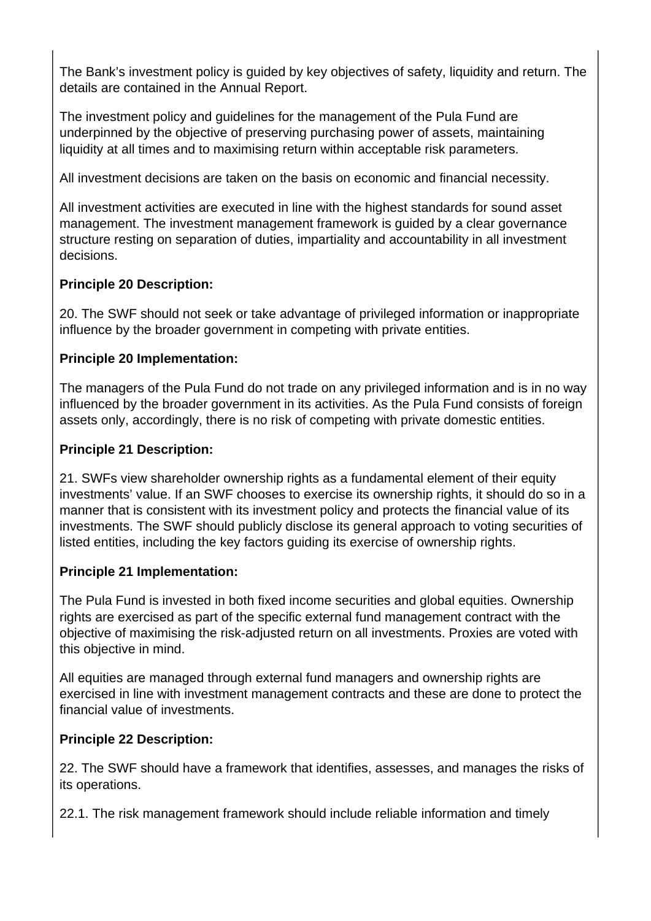The Bank's investment policy is guided by key objectives of safety, liquidity and return. The details are contained in the Annual Report.

The investment policy and guidelines for the management of the Pula Fund are underpinned by the objective of preserving purchasing power of assets, maintaining liquidity at all times and to maximising return within acceptable risk parameters.

All investment decisions are taken on the basis on economic and financial necessity.

All investment activities are executed in line with the highest standards for sound asset management. The investment management framework is guided by a clear governance structure resting on separation of duties, impartiality and accountability in all investment decisions.

**Principle 20 Description:**

20. The SWF should not seek or take advantage of privileged information or inappropriate influence by the broader government in competing with private entities.

**Principle 20 Implementation:**

The managers of the Pula Fund do not trade on any privileged information and is in no way influenced by the broader government in its activities. As the Pula Fund consists of foreign assets only, accordingly, there is no risk of competing with private domestic entities.

**Principle 21 Description:**

21. SWFs view shareholder ownership rights as a fundamental element of their equity investments' value. If an SWF chooses to exercise its ownership rights, it should do so in a manner that is consistent with its investment policy and protects the financial value of its investments. The SWF should publicly disclose its general approach to voting securities of listed entities, including the key factors guiding its exercise of ownership rights.

**Principle 21 Implementation:**

The Pula Fund is invested in both fixed income securities and global equities. Ownership rights are exercised as part of the specific external fund management contract with the objective of maximising the risk-adjusted return on all investments. Proxies are voted with this objective in mind.

All equities are managed through external fund managers and ownership rights are exercised in line with investment management contracts and these are done to protect the financial value of investments.

**Principle 22 Description:**

22. The SWF should have a framework that identifies, assesses, and manages the risks of its operations.

22.1. The risk management framework should include reliable information and timely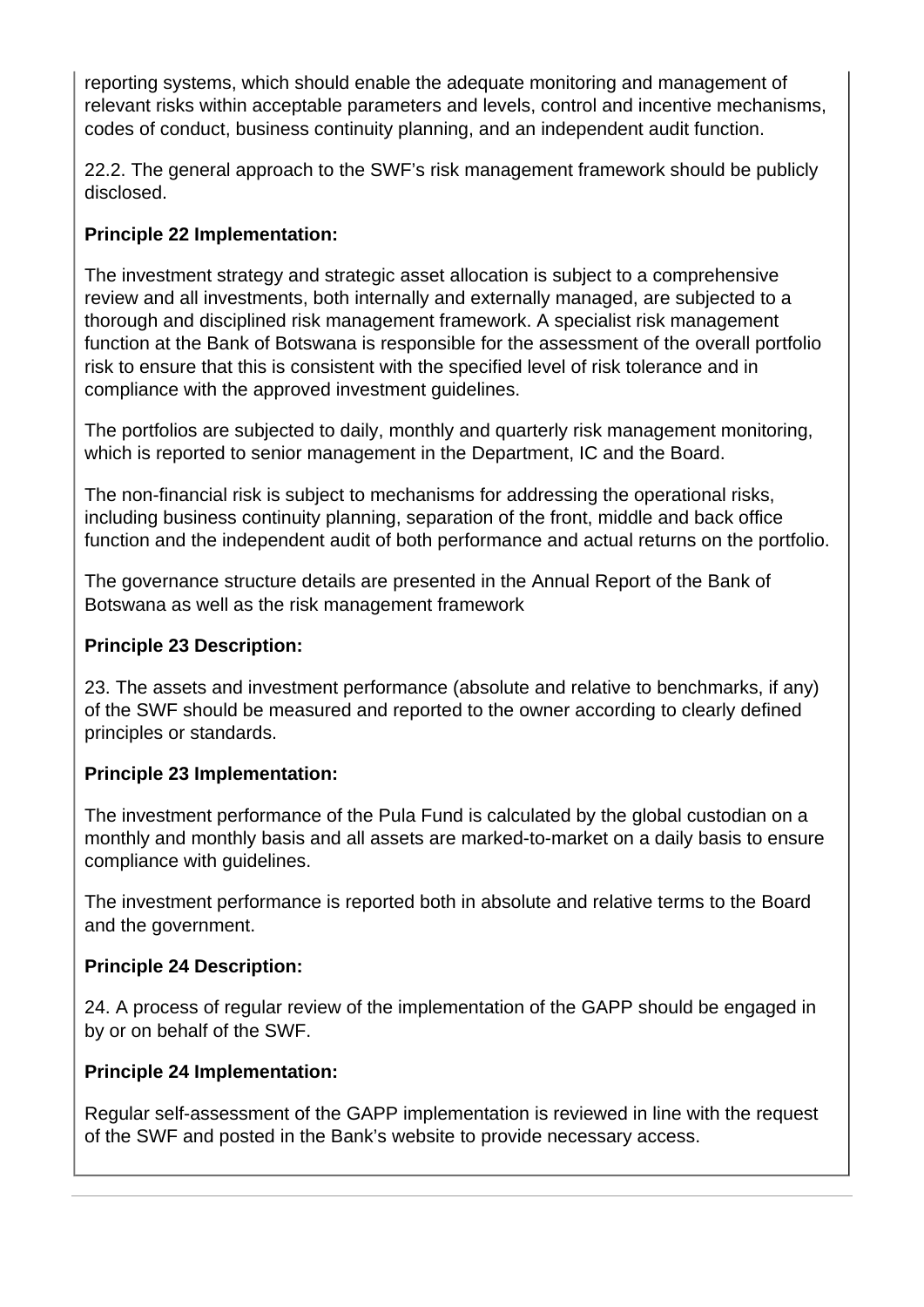reporting systems, which should enable the adequate monitoring and management of relevant risks within acceptable parameters and levels, control and incentive mechanisms, codes of conduct, business continuity planning, and an independent audit function.

22.2. The general approach to the SWF's risk management framework should be publicly disclosed.

**Principle 22 Implementation:**

The investment strategy and strategic asset allocation is subject to a comprehensive review and all investments, both internally and externally managed, are subjected to a thorough and disciplined risk management framework. A specialist risk management function at the Bank of Botswana is responsible for the assessment of the overall portfolio risk to ensure that this is consistent with the specified level of risk tolerance and in compliance with the approved investment guidelines.

The portfolios are subjected to daily, monthly and quarterly risk management monitoring, which is reported to senior management in the Department, IC and the Board.

The non-financial risk is subject to mechanisms for addressing the operational risks, including business continuity planning, separation of the front, middle and back office function and the independent audit of both performance and actual returns on the portfolio.

The governance structure details are presented in the Annual Report of the Bank of Botswana as well as the risk management framework

**Principle 23 Description:**

23. The assets and investment performance (absolute and relative to benchmarks, if any) of the SWF should be measured and reported to the owner according to clearly defined principles or standards.

**Principle 23 Implementation:**

The investment performance of the Pula Fund is calculated by the global custodian on a monthly and monthly basis and all assets are marked-to-market on a daily basis to ensure compliance with guidelines.

The investment performance is reported both in absolute and relative terms to the Board and the government.

**Principle 24 Description:**

24. A process of regular review of the implementation of the GAPP should be engaged in by or on behalf of the SWF.

**Principle 24 Implementation:**

Regular self-assessment of the GAPP implementation is reviewed in line with the request of the SWF and posted in the Bank's website to provide necessary access.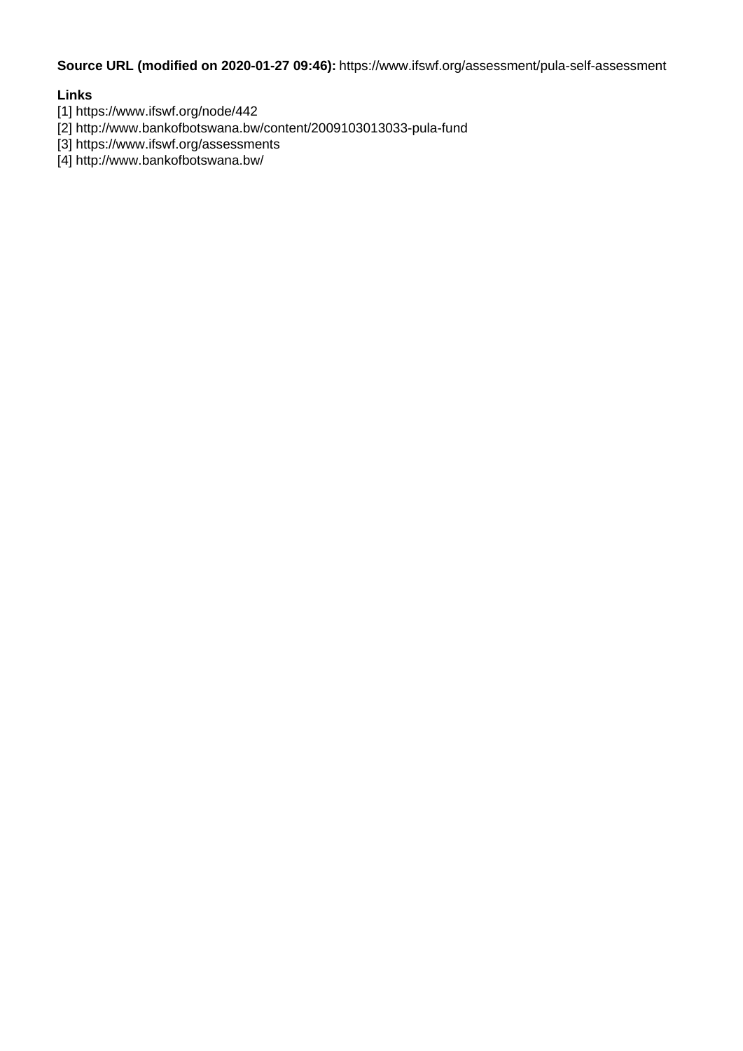**Source URL (modified on 2020-01-27 09:46):** https://www.ifswf.org/assessment/pula-self-assessment

**Links**

[1] https://www.ifswf.org/node/442
[2] http://www.bankofbotswana.bw/content/2009103013033-pula-fund
[3] https://www.ifswf.org/assessments
[4] http://www.bankofbotswana.bw/